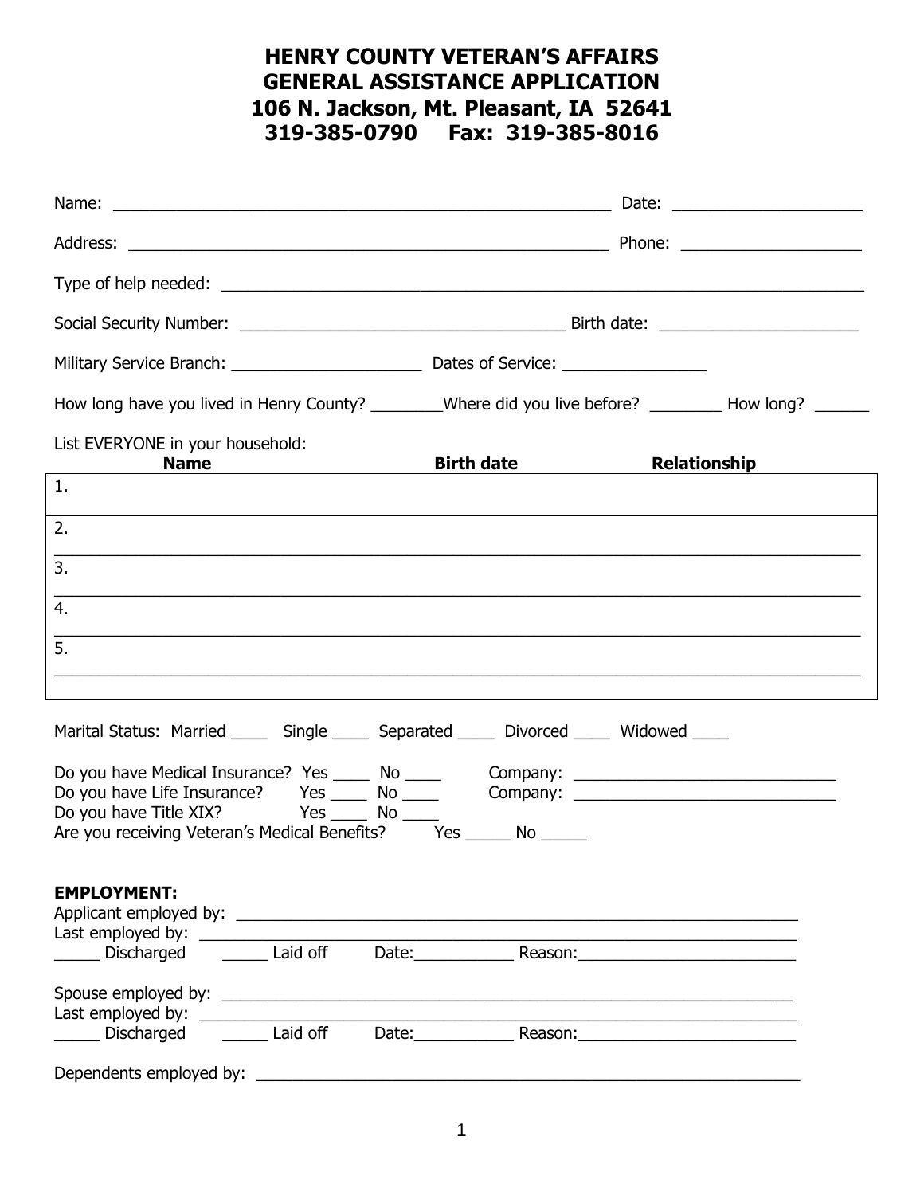# HENRY COUNTY VETERAN'S AFFAIRS
# GENERAL ASSISTANCE APPLICATION
# 106 N. Jackson, Mt. Pleasant, IA 52641
# 319-385-0790 Fax: 319-385-8016

Name: ________________________________________ Date: ____________________

Address: ______________________________________ Phone: ___________________

Type of help needed: ____________________________________________________________

Social Security Number: ______________________________ Birth date: ____________________

Military Service Branch: ____________________ Dates of Service: ______________

How long have you lived in Henry County? ________Where did you live before? ________ How long? ______

List EVERYONE in your household:

| Name | Birth date | Relationship |
|---|---|---|
| 1. | | |
| 2. | | |
| 3. | | |
| 4. | | |
| 5. | | |

Marital Status: Married ____ Single ____ Separated ____ Divorced ____ Widowed ____

Do you have Medical Insurance? Yes ____ No ____ Company: ___________________________

Do you have Life Insurance? Yes ____ No ____ Company: ___________________________

Do you have Title XIX? Yes ____ No ____

Are you receiving Veteran's Medical Benefits? Yes _____ No _____

**EMPLOYMENT:**

Applicant employed by: ____________________________________________________________

Last employed by: ________________________________________________________________

_____ Discharged _____ Laid off Date:___________ Reason:_______________________

Spouse employed by: ______________________________________________________________

Last employed by: ________________________________________________________________

_____ Discharged _____ Laid off Date:___________ Reason:_______________________

Dependents employed by: __________________________________________________________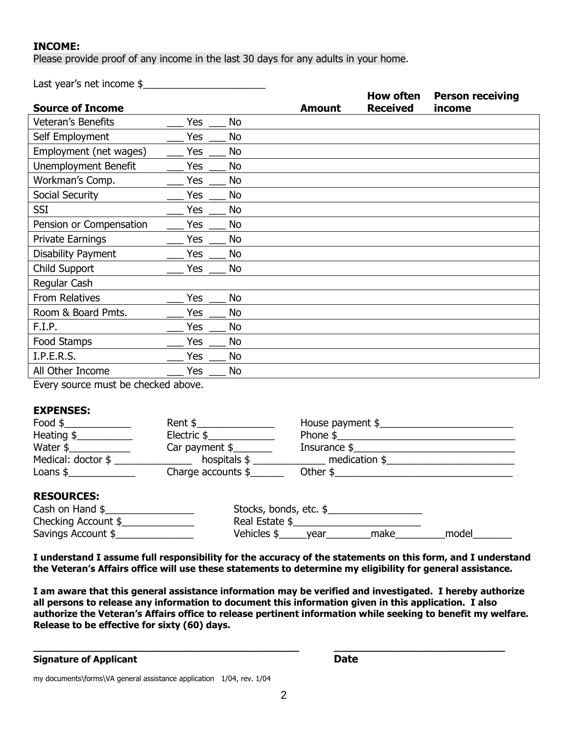**INCOME:**

Please provide proof of any income in the last 30 days for any adults in your home.

Last year's net income $______________________

| Source of Income | | Amount | How often Received | Person receiving income |
|---|---|---|---|---|
| Veteran's Benefits | ___ Yes ___ No | | | |
| Self Employment | ___ Yes ___ No | | | |
| Employment (net wages) | ___ Yes ___ No | | | |
| Unemployment Benefit | ___ Yes ___ No | | | |
| Workman's Comp. | ___ Yes ___ No | | | |
| Social Security | ___ Yes ___ No | | | |
| SSI | ___ Yes ___ No | | | |
| Pension or Compensation | ___ Yes ___ No | | | |
| Private Earnings | ___ Yes ___ No | | | |
| Disability Payment | ___ Yes ___ No | | | |
| Child Support | ___ Yes ___ No | | | |
| Regular Cash | | | | |
| From Relatives | ___ Yes ___ No | | | |
| Room & Board Pmts. | ___ Yes ___ No | | | |
| F.I.P. | ___ Yes ___ No | | | |
| Food Stamps | ___ Yes ___ No | | | |
| I.P.E.R.S. | ___ Yes ___ No | | | |
| All Other Income | ___ Yes ___ No | | | |

Every source must be checked above.

**EXPENSES:**

Food $____________ Rent $______________ House payment $________________________

Heating $__________ Electric $____________ Phone $_______________________________

Water $___________ Car payment $_______ Insurance $____________________________

Medical: doctor $ ______________ hospitals $ _____________ medication $_______________________

Loans $____________ Charge accounts $______ Other $________________________________

**RESOURCES:**

Cash on Hand $________________ Stocks, bonds, etc. $_________________

Checking Account $_____________ Real Estate $______________________

Savings Account $______________ Vehicles $_____year________make_________model_______

**I understand I assume full responsibility for the accuracy of the statements on this form, and I understand the Veteran's Affairs office will use these statements to determine my eligibility for general assistance.**

**I am aware that this general assistance information may be verified and investigated. I hereby authorize all persons to release any information to document this information given in this application. I also authorize the Veteran's Affairs office to release pertinent information while seeking to benefit my welfare. Release to be effective for sixty (60) days.**

_______________________________________________ ____________________________

**Signature of Applicant** **Date**

my documents\forms\VA general assistance application 1/04, rev. 1/04